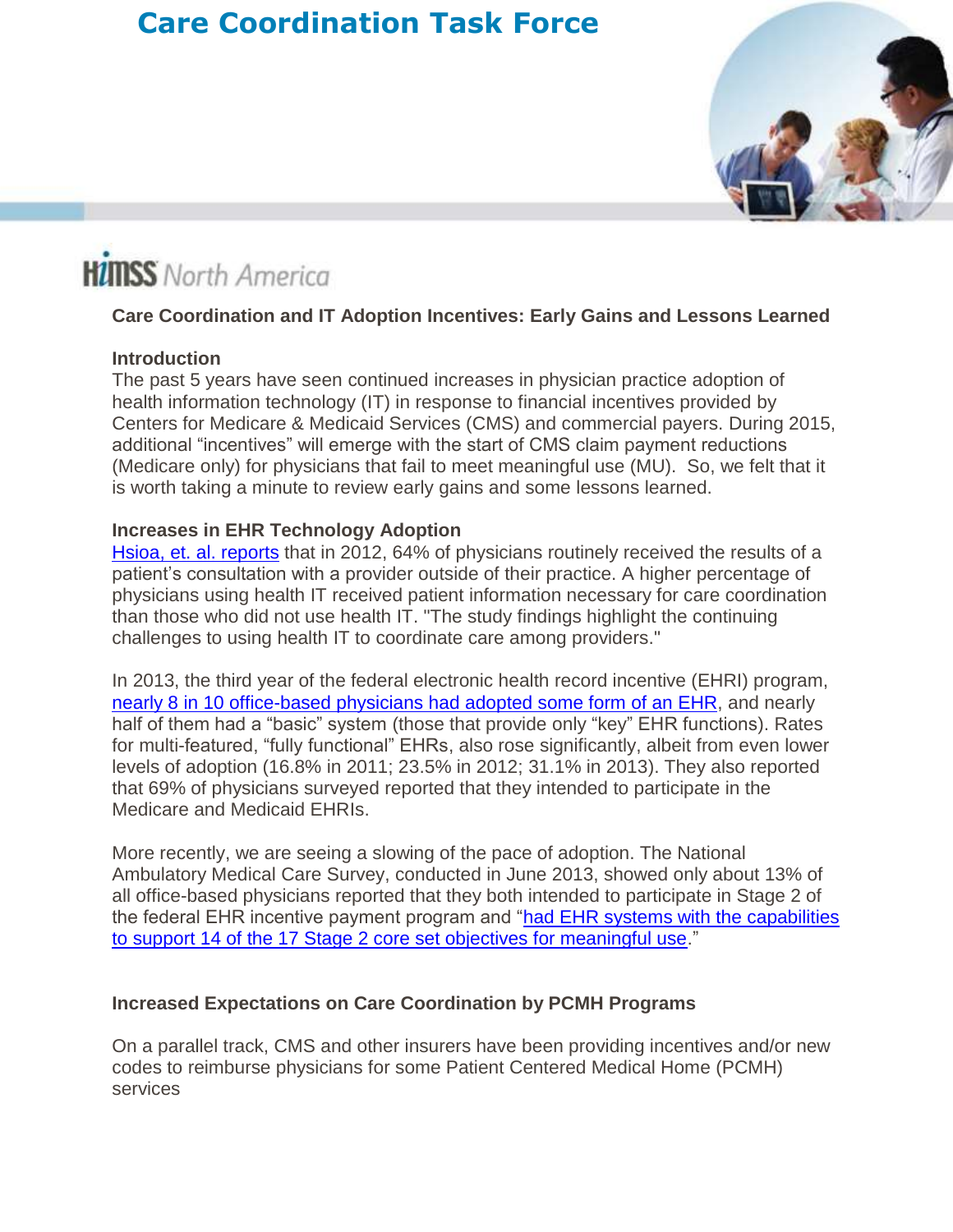# Care Coordination Task Force

HIMSS North America

## Care Coordination and IT Adoption Incentives: Early Gains and Lessons Learned

### Introduction

The past 5 years have seen continued increases in physician practice adoption of health information technology (IT) in response to financial incentives provided by Centers for Medicare & Medicaid Services (CMS) and commercial payers. During 2015, additional "incentives" will emerge with the start of CMS claim payment reductions (Medicare only) for physicians that fail to meet meaningful use (MU). So, we felt that it is worth taking a minute to review early gains and some lessons learned.

### Increases in EHR Technology Adoption

Hsioa, et. al. reports that in 2012, 64% of physicians routinely received the results of a patient's consultation with a provider outside of their practice. A higher percentage of physicians using health IT received patient information necessary for care coordination than those who did not use health IT. "The study findings highlight the continuing challenges to using health IT to coordinate care among providers."

In 2013, the third year of the federal electronic health record incentive (EHRI) program, nearly 8 in 10 office-based physicians had adopted some form of an EHR, and nearly half of them had a "basic" system (those that provide only "key" EHR functions). Rates for multi-featured, "fully functional" EHRs, also rose significantly, albeit from even lower levels of adoption (16.8% in 2011; 23.5% in 2012; 31.1% in 2013). They also reported that 69% of physicians surveyed reported that they intended to participate in the Medicare and Medicaid EHRIs.

More recently, we are seeing a slowing of the pace of adoption. The National Ambulatory Medical Care Survey, conducted in June 2013, showed only about 13% of all office-based physicians reported that they both intended to participate in Stage 2 of the federal EHR incentive payment program and "had EHR systems with the capabilities to support 14 of the 17 Stage 2 core set objectives for meaningful use."

### Increased Expectations on Care Coordination by PCMH Programs

On a parallel track, CMS and other insurers have been providing incentives and/or new codes to reimburse physicians for some Patient Centered Medical Home (PCMH) services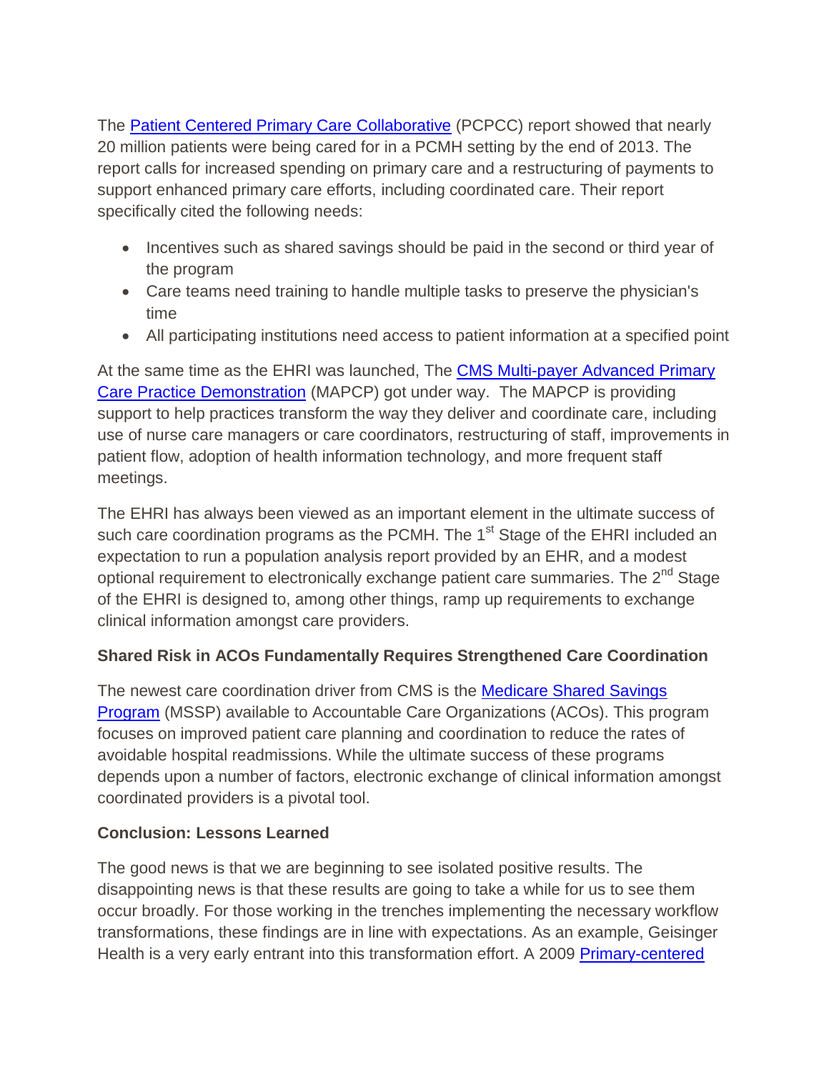The [Patient Centered Primary Care Collaborative](#) (PCPCC) report showed that nearly 20 million patients were being cared for in a PCMH setting by the end of 2013. The report calls for increased spending on primary care and a restructuring of payments to support enhanced primary care efforts, including coordinated care. Their report specifically cited the following needs:

- Incentives such as shared savings should be paid in the second or third year of the program
- Care teams need training to handle multiple tasks to preserve the physician's time
- All participating institutions need access to patient information at a specified point

At the same time as the EHRI was launched, The [CMS Multi-payer Advanced Primary Care Practice Demonstration](#) (MAPCP) got under way. The MAPCP is providing support to help practices transform the way they deliver and coordinate care, including use of nurse care managers or care coordinators, restructuring of staff, improvements in patient flow, adoption of health information technology, and more frequent staff meetings.

The EHRI has always been viewed as an important element in the ultimate success of such care coordination programs as the PCMH. The 1st Stage of the EHRI included an expectation to run a population analysis report provided by an EHR, and a modest optional requirement to electronically exchange patient care summaries. The 2nd Stage of the EHRI is designed to, among other things, ramp up requirements to exchange clinical information amongst care providers.

**Shared Risk in ACOs Fundamentally Requires Strengthened Care Coordination**

The newest care coordination driver from CMS is the [Medicare Shared Savings Program](#) (MSSP) available to Accountable Care Organizations (ACOs). This program focuses on improved patient care planning and coordination to reduce the rates of avoidable hospital readmissions. While the ultimate success of these programs depends upon a number of factors, electronic exchange of clinical information amongst coordinated providers is a pivotal tool.

**Conclusion: Lessons Learned**

The good news is that we are beginning to see isolated positive results. The disappointing news is that these results are going to take a while for us to see them occur broadly. For those working in the trenches implementing the necessary workflow transformations, these findings are in line with expectations. As an example, Geisinger Health is a very early entrant into this transformation effort. A 2009 [Primary-centered](#)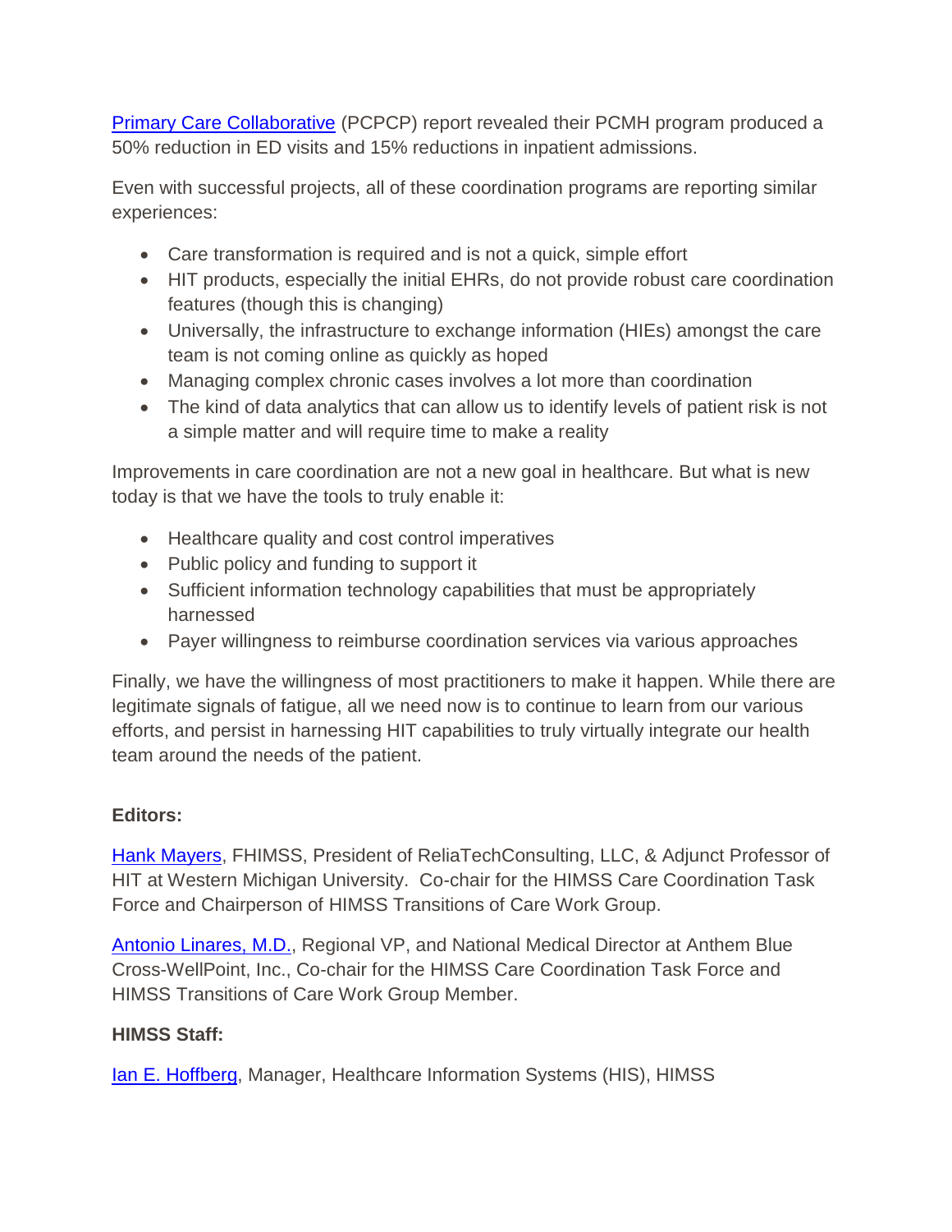[Primary Care Collaborative](#) (PCPCP) report revealed their PCMH program produced a 50% reduction in ED visits and 15% reductions in inpatient admissions.

Even with successful projects, all of these coordination programs are reporting similar experiences:

- Care transformation is required and is not a quick, simple effort
- HIT products, especially the initial EHRs, do not provide robust care coordination features (though this is changing)
- Universally, the infrastructure to exchange information (HIEs) amongst the care team is not coming online as quickly as hoped
- Managing complex chronic cases involves a lot more than coordination
- The kind of data analytics that can allow us to identify levels of patient risk is not a simple matter and will require time to make a reality

Improvements in care coordination are not a new goal in healthcare. But what is new today is that we have the tools to truly enable it:

- Healthcare quality and cost control imperatives
- Public policy and funding to support it
- Sufficient information technology capabilities that must be appropriately harnessed
- Payer willingness to reimburse coordination services via various approaches

Finally, we have the willingness of most practitioners to make it happen. While there are legitimate signals of fatigue, all we need now is to continue to learn from our various efforts, and persist in harnessing HIT capabilities to truly virtually integrate our health team around the needs of the patient.

**Editors:**

Hank Mayers, FHIMSS, President of ReliaTechConsulting, LLC, & Adjunct Professor of HIT at Western Michigan University. Co-chair for the HIMSS Care Coordination Task Force and Chairperson of HIMSS Transitions of Care Work Group.

Antonio Linares, M.D., Regional VP, and National Medical Director at Anthem Blue Cross-WellPoint, Inc., Co-chair for the HIMSS Care Coordination Task Force and HIMSS Transitions of Care Work Group Member.

**HIMSS Staff:**

Ian E. Hoffberg, Manager, Healthcare Information Systems (HIS), HIMSS